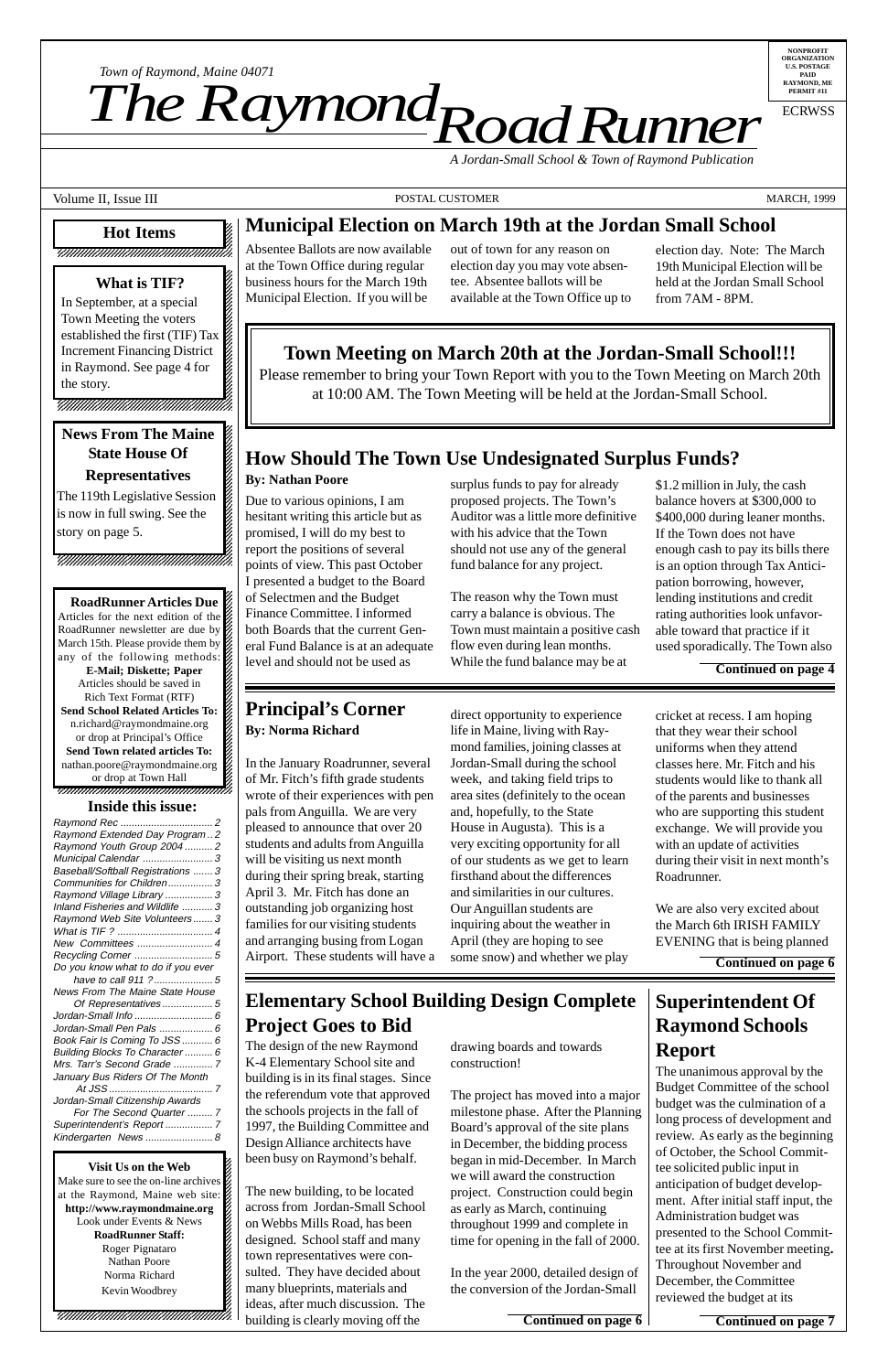*Town of Raymond, Maine 04071*

# The Raymond Road Runner

*A Jordan-Small School & Town of Raymond Publication*

NONPROFIT ORGANIZATION U.S. POSTAGE PAID RAYMOND, ME PERMIT #11

ECRWSS

Volume II, Issue III — POSTAL CUSTOMER — MARCH, 1999

## Hot Items

### What is TIF?

In September, at a special Town Meeting the voters established the first (TIF) Tax Increment Financing District in Raymond. See page 4 for the story.

### News From The Maine State House Of Representatives

The 119th Legislative Session is now in full swing. See the story on page 5.

### RoadRunner Articles Due

Articles for the next edition of the RoadRunner newsletter are due by March 15th. Please provide them by any of the following methods:

**E-Mail; Diskette; Paper**

Articles should be saved in Rich Text Format (RTF)

**Send School Related Articles To:**
n.richard@raymondmaine.org
or drop at Principal's Office

**Send Town related articles To:**
nathan.poore@raymondmaine.org
or drop at Town Hall

### Inside this issue:

- *Raymond Rec* ... 2
- *Raymond Extended Day Program* ... 2
- *Raymond Youth Group 2004* ... 2
- *Municipal Calendar* ... 3
- *Baseball/Softball Registrations* ... 3
- *Communities for Children* ... 3
- *Raymond Village Library* ... 3
- *Inland Fisheries and Wildlife* ... 3
- *Raymond Web Site Volunteers* ... 3
- *What is TIF ?* ... 4
- *New Committees* ... 4
- *Recycling Corner* ... 5
- *Do you know what to do if you ever have to call 911 ?* ... 5
- *News From The Maine State House Of Representatives* ... 5
- *Jordan-Small Info* ... 6
- *Jordan-Small Pen Pals* ... 6
- *Book Fair Is Coming To JSS* ... 6
- *Building Blocks To Character* ... 6
- *Mrs. Tarr's Second Grade* ... 7
- *January Bus Riders Of The Month At JSS* ... 7
- *Jordan-Small Citizenship Awards For The Second Quarter* ... 7
- *Superintendent's Report* ... 7
- *Kindergarten News* ... 8

### Visit Us on the Web

Make sure to see the on-line archives at the Raymond, Maine web site:
**http://www.raymondmaine.org**
Look under Events & News

**RoadRunner Staff:**
Roger Pignataro
Nathan Poore
Norma Richard
Kevin Woodbrey

## Municipal Election on March 19th at the Jordan Small School

Absentee Ballots are now available at the Town Office during regular business hours for the March 19th Municipal Election. If you will be out of town for any reason on election day you may vote absentee. Absentee ballots will be available at the Town Office up to election day. Note: The March 19th Municipal Election will be held at the Jordan Small School from 7AM - 8PM.

## Town Meeting on March 20th at the Jordan-Small School!!!

Please remember to bring your Town Report with you to the Town Meeting on March 20th at 10:00 AM. The Town Meeting will be held at the Jordan-Small School.

## How Should The Town Use Undesignated Surplus Funds?

**By: Nathan Poore**

Due to various opinions, I am hesitant writing this article but as promised, I will do my best to report the positions of several points of view. This past October I presented a budget to the Board of Selectmen and the Budget Finance Committee. I informed both Boards that the current General Fund Balance is at an adequate level and should not be used as surplus funds to pay for already proposed projects. The Town's Auditor was a little more definitive with his advice that the Town should not use any of the general fund balance for any project.

The reason why the Town must carry a balance is obvious. The Town must maintain a positive cash flow even during lean months. While the fund balance may be at $1.2 million in July, the cash balance hovers at $300,000 to $400,000 during leaner months. If the Town does not have enough cash to pay its bills there is an option through Tax Anticipation borrowing, however, lending institutions and credit rating authorities look unfavorable toward that practice if it used sporadically. The Town also

**Continued on page 4**

## Principal's Corner

**By: Norma Richard**

In the January Roadrunner, several of Mr. Fitch's fifth grade students wrote of their experiences with pen pals from Anguilla. We are very pleased to announce that over 20 students and adults from Anguilla will be visiting us next month during their spring break, starting April 3. Mr. Fitch has done an outstanding job organizing host families for our visiting students and arranging busing from Logan Airport. These students will have a direct opportunity to experience life in Maine, living with Raymond families, joining classes at Jordan-Small during the school week, and taking field trips to area sites (definitely to the ocean and, hopefully, to the State House in Augusta). This is a very exciting opportunity for all of our students as we get to learn firsthand about the differences and similarities in our cultures. Our Anguillan students are inquiring about the weather in April (they are hoping to see some snow) and whether we play cricket at recess. I am hoping that they wear their school uniforms when they attend classes here. Mr. Fitch and his students would like to thank all of the parents and businesses who are supporting this student exchange. We will provide you with an update of activities during their visit in next month's Roadrunner.

We are also very excited about the March 6th IRISH FAMILY EVENING that is being planned

**Continued on page 6**

## Elementary School Building Design Complete Project Goes to Bid

The design of the new Raymond K-4 Elementary School site and building is in its final stages. Since the referendum vote that approved the schools projects in the fall of 1997, the Building Committee and Design Alliance architects have been busy on Raymond's behalf.

The new building, to be located across from Jordan-Small School on Webbs Mills Road, has been designed. School staff and many town representatives were consulted. They have decided about many blueprints, materials and ideas, after much discussion. The building is clearly moving off the drawing boards and towards construction!

The project has moved into a major milestone phase. After the Planning Board's approval of the site plans in December, the bidding process began in mid-December. In March we will award the construction project. Construction could begin as early as March, continuing throughout 1999 and complete in time for opening in the fall of 2000.

In the year 2000, detailed design of the conversion of the Jordan-Small

**Continued on page 6**

## Superintendent Of Raymond Schools Report

The unanimous approval by the Budget Committee of the school budget was the culmination of a long process of development and review. As early as the beginning of October, the School Committee solicited public input in anticipation of budget development. After initial staff input, the Administration budget was presented to the School Committee at its first November meeting**.** Throughout November and December, the Committee reviewed the budget at its

**Continued on page 7**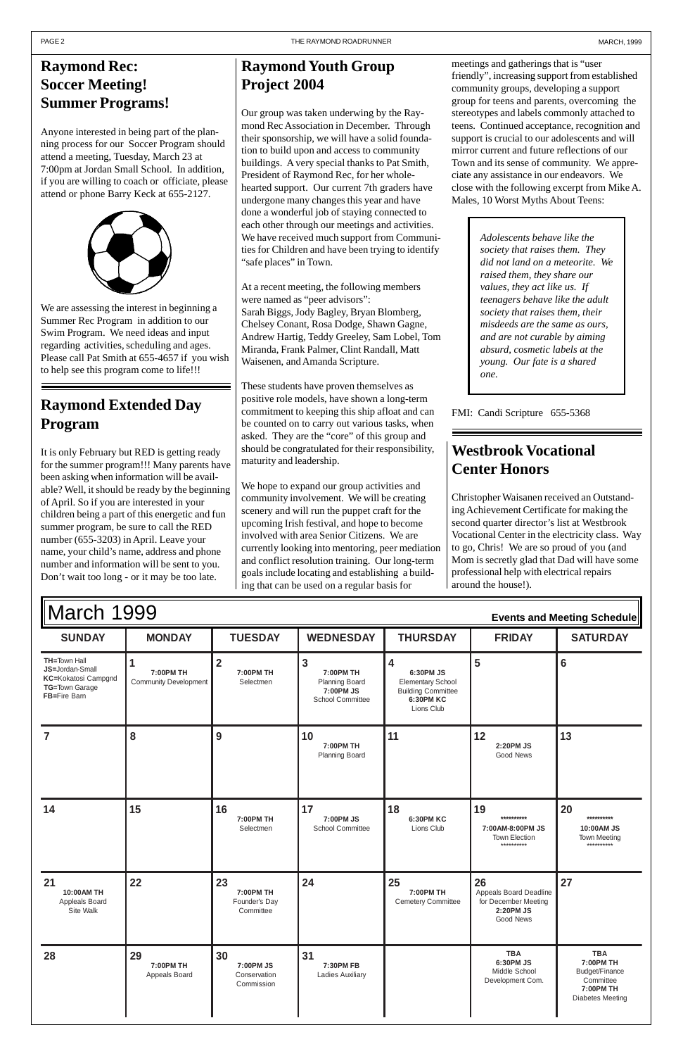## Raymond Rec: Soccer Meeting! Summer Programs!

Anyone interested in being part of the planning process for our Soccer Program should attend a meeting, Tuesday, March 23 at 7:00pm at Jordan Small School. In addition, if you are willing to coach or officiate, please attend or phone Barry Keck at 655-2127.

We are assessing the interest in beginning a Summer Rec Program in addition to our Swim Program. We need ideas and input regarding activities, scheduling and ages. Please call Pat Smith at 655-4657 if you wish to help see this program come to life!!!

## Raymond Extended Day Program

It is only February but RED is getting ready for the summer program!!! Many parents have been asking when information will be available? Well, it should be ready by the beginning of April. So if you are interested in your children being a part of this energetic and fun summer program, be sure to call the RED number (655-3203) in April. Leave your name, your child's name, address and phone number and information will be sent to you. Don't wait too long - or it may be too late.

## Raymond Youth Group Project 2004

Our group was taken underwing by the Raymond Rec Association in December. Through their sponsorship, we will have a solid foundation to build upon and access to community buildings. A very special thanks to Pat Smith, President of Raymond Rec, for her wholehearted support. Our current 7th graders have undergone many changes this year and have done a wonderful job of staying connected to each other through our meetings and activities. We have received much support from Communities for Children and have been trying to identify "safe places" in Town.

At a recent meeting, the following members were named as "peer advisors":
Sarah Biggs, Jody Bagley, Bryan Blomberg, Chelsey Conant, Rosa Dodge, Shawn Gagne, Andrew Hartig, Teddy Greeley, Sam Lobel, Tom Miranda, Frank Palmer, Clint Randall, Matt Waisenen, and Amanda Scripture.

These students have proven themselves as positive role models, have shown a long-term commitment to keeping this ship afloat and can be counted on to carry out various tasks, when asked. They are the "core" of this group and should be congratulated for their responsibility, maturity and leadership.

We hope to expand our group activities and community involvement. We will be creating scenery and will run the puppet craft for the upcoming Irish festival, and hope to become involved with area Senior Citizens. We are currently looking into mentoring, peer mediation and conflict resolution training. Our long-term goals include locating and establishing a building that can be used on a regular basis for meetings and gatherings that is "user friendly", increasing support from established community groups, developing a support group for teens and parents, overcoming the stereotypes and labels commonly attached to teens. Continued acceptance, recognition and support is crucial to our adolescents and will mirror current and future reflections of our Town and its sense of community. We appreciate any assistance in our endeavors. We close with the following excerpt from Mike A. Males, 10 Worst Myths About Teens:

> *Adolescents behave like the society that raises them. They did not land on a meteorite. We raised them, they share our values, they act like us. If teenagers behave like the adult society that raises them, their misdeeds are the same as ours, and are not curable by aiming absurd, cosmetic labels at the young. Our fate is a shared one.*

FMI: Candi Scripture 655-5368

## Westbrook Vocational Center Honors

Christopher Waisanen received an Outstanding Achievement Certificate for making the second quarter director's list at Westbrook Vocational Center in the electricity class. Way to go, Chris! We are so proud of you (and Mom is secretly glad that Dad will have some professional help with electrical repairs around the house!).

## March 1999 — Events and Meeting Schedule

| SUNDAY | MONDAY | TUESDAY | WEDNESDAY | THURSDAY | FRIDAY | SATURDAY |
|---|---|---|---|---|---|---|
| **TH**=Town Hall<br>**JS**=Jordan-Small<br>**KC**=Kokatosi Campgnd<br>**TG**=Town Garage<br>**FB**=Fire Barn | **1**<br>**7:00PM TH**<br>Community Development | **2**<br>**7:00PM TH**<br>Selectmen | **3**<br>**7:00PM TH**<br>Planning Board<br>**7:00PM JS**<br>School Committee | **4**<br>**6:30PM JS**<br>Elementary School Building Committee<br>**6:30PM KC**<br>Lions Club | **5** | **6** |
| **7** | **8** | **9** | **10**<br>**7:00PM TH**<br>Planning Board | **11** | **12**<br>**2:20PM JS**<br>Good News | **13** |
| **14** | **15** | **16**<br>**7:00PM TH**<br>Selectmen | **17**<br>**7:00PM JS**<br>School Committee | **18**<br>**6:30PM KC**<br>Lions Club | **19**<br>**********<br>**7:00AM-8:00PM JS**<br>Town Election<br>********** | **20**<br>**********<br>**10:00AM JS**<br>Town Meeting<br>********** |
| **21**<br>**10:00AM TH**<br>Appleals Board Site Walk | **22** | **23**<br>**7:00PM TH**<br>Founder's Day Committee | **24** | **25**<br>**7:00PM TH**<br>Cemetery Committee | **26**<br>Appeals Board Deadline for December Meeting<br>**2:20PM JS**<br>Good News | **27** |
| **28** | **29**<br>**7:00PM TH**<br>Appeals Board | **30**<br>**7:00PM JS**<br>Conservation Commission | **31**<br>**7:30PM FB**<br>Ladies Auxiliary | | **TBA**<br>**6:30PM JS**<br>Middle School Development Com. | **TBA**<br>**7:00PM TH**<br>Budget/Finance Committee<br>**7:00PM TH**<br>Diabetes Meeting |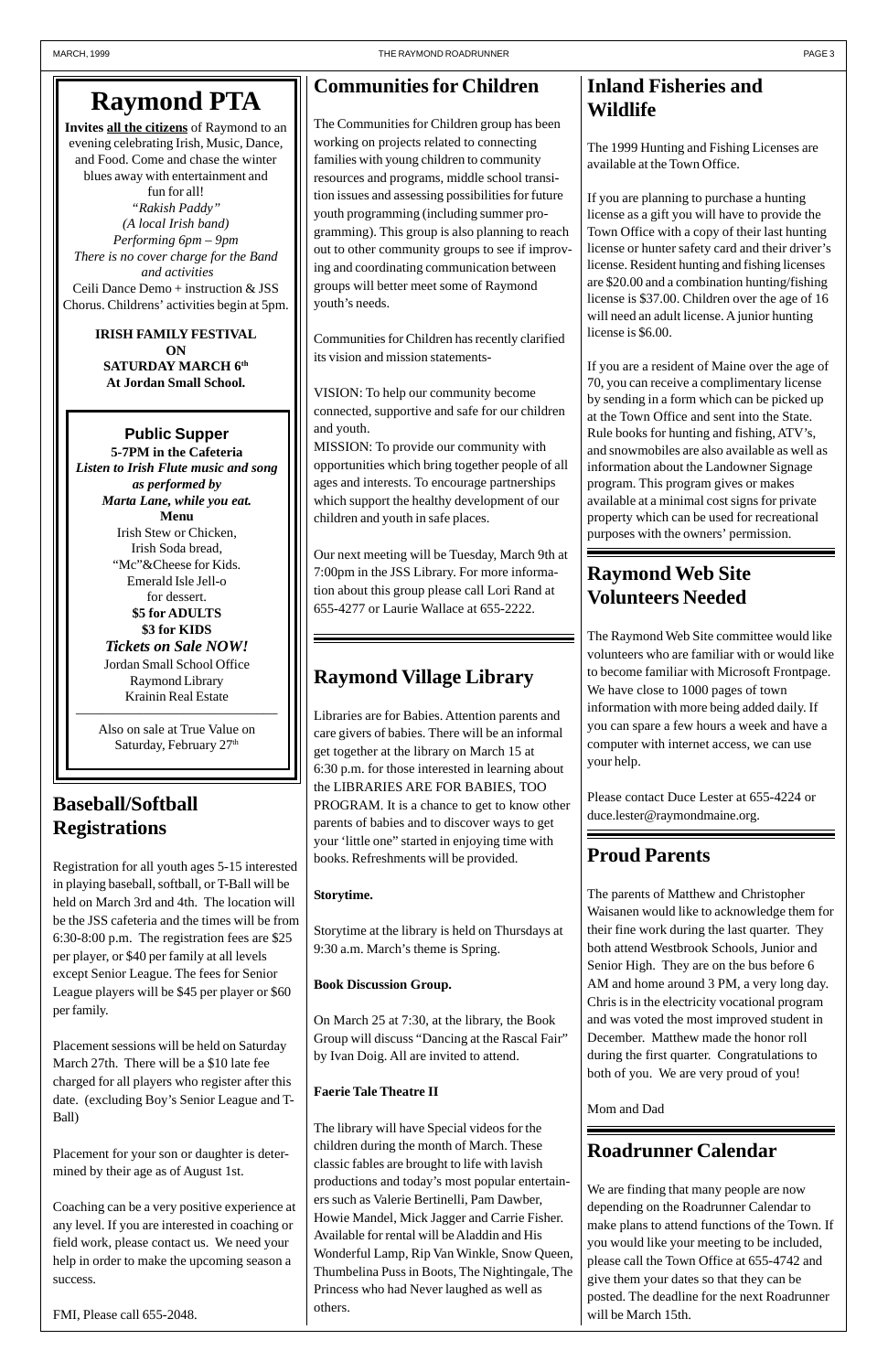# Raymond PTA

**Invites all the citizens** of Raymond to an evening celebrating Irish, Music, Dance, and Food. Come and chase the winter blues away with entertainment and fun for all!

*"Rakish Paddy"*
*(A local Irish band)*
*Performing 6pm – 9pm*
*There is no cover charge for the Band and activities*

Ceili Dance Demo + instruction & JSS Chorus. Childrens' activities begin at 5pm.

**IRISH FAMILY FESTIVAL**
**ON**
**SATURDAY MARCH 6th**
**At Jordan Small School.**

### Public Supper

**5-7PM in the Cafeteria**

***Listen to Irish Flute music and song as performed by Marta Lane, while you eat.***

**Menu**

Irish Stew or Chicken,
Irish Soda bread,
"Mc"&Cheese for Kids.
Emerald Isle Jell-o
for dessert.

**$5 for ADULTS**
**$3 for KIDS**

***Tickets on Sale NOW!***

Jordan Small School Office
Raymond Library
Krainin Real Estate

Also on sale at True Value on Saturday, February 27th

## Baseball/Softball Registrations

Registration for all youth ages 5-15 interested in playing baseball, softball, or T-Ball will be held on March 3rd and 4th. The location will be the JSS cafeteria and the times will be from 6:30-8:00 p.m. The registration fees are $25 per player, or $40 per family at all levels except Senior League. The fees for Senior League players will be $45 per player or $60 per family.

Placement sessions will be held on Saturday March 27th. There will be a $10 late fee charged for all players who register after this date. (excluding Boy's Senior League and T-Ball)

Placement for your son or daughter is determined by their age as of August 1st.

Coaching can be a very positive experience at any level. If you are interested in coaching or field work, please contact us. We need your help in order to make the upcoming season a success.

FMI, Please call 655-2048.

## Communities for Children

The Communities for Children group has been working on projects related to connecting families with young children to community resources and programs, middle school transition issues and assessing possibilities for future youth programming (including summer programming). This group is also planning to reach out to other community groups to see if improving and coordinating communication between groups will better meet some of Raymond youth's needs.

Communities for Children has recently clarified its vision and mission statements-

VISION: To help our community become connected, supportive and safe for our children and youth.

MISSION: To provide our community with opportunities which bring together people of all ages and interests. To encourage partnerships which support the healthy development of our children and youth in safe places.

Our next meeting will be Tuesday, March 9th at 7:00pm in the JSS Library. For more information about this group please call Lori Rand at 655-4277 or Laurie Wallace at 655-2222.

## Raymond Village Library

Libraries are for Babies. Attention parents and care givers of babies. There will be an informal get together at the library on March 15 at 6:30 p.m. for those interested in learning about the LIBRARIES ARE FOR BABIES, TOO PROGRAM. It is a chance to get to know other parents of babies and to discover ways to get your 'little one" started in enjoying time with books. Refreshments will be provided.

**Storytime.**

Storytime at the library is held on Thursdays at 9:30 a.m. March's theme is Spring.

**Book Discussion Group.**

On March 25 at 7:30, at the library, the Book Group will discuss "Dancing at the Rascal Fair" by Ivan Doig. All are invited to attend.

**Faerie Tale Theatre II**

The library will have Special videos for the children during the month of March. These classic fables are brought to life with lavish productions and today's most popular entertainers such as Valerie Bertinelli, Pam Dawber, Howie Mandel, Mick Jagger and Carrie Fisher. Available for rental will be Aladdin and His Wonderful Lamp, Rip Van Winkle, Snow Queen, Thumbelina Puss in Boots, The Nightingale, The Princess who had Never laughed as well as others.

## Inland Fisheries and Wildlife

The 1999 Hunting and Fishing Licenses are available at the Town Office.

If you are planning to purchase a hunting license as a gift you will have to provide the Town Office with a copy of their last hunting license or hunter safety card and their driver's license. Resident hunting and fishing licenses are $20.00 and a combination hunting/fishing license is $37.00. Children over the age of 16 will need an adult license. A junior hunting license is $6.00.

If you are a resident of Maine over the age of 70, you can receive a complimentary license by sending in a form which can be picked up at the Town Office and sent into the State. Rule books for hunting and fishing, ATV's, and snowmobiles are also available as well as information about the Landowner Signage program. This program gives or makes available at a minimal cost signs for private property which can be used for recreational purposes with the owners' permission.

## Raymond Web Site Volunteers Needed

The Raymond Web Site committee would like volunteers who are familiar with or would like to become familiar with Microsoft Frontpage. We have close to 1000 pages of town information with more being added daily. If you can spare a few hours a week and have a computer with internet access, we can use your help.

Please contact Duce Lester at 655-4224 or duce.lester@raymondmaine.org.

## Proud Parents

The parents of Matthew and Christopher Waisanen would like to acknowledge them for their fine work during the last quarter. They both attend Westbrook Schools, Junior and Senior High. They are on the bus before 6 AM and home around 3 PM, a very long day. Chris is in the electricity vocational program and was voted the most improved student in December. Matthew made the honor roll during the first quarter. Congratulations to both of you. We are very proud of you!

Mom and Dad

## Roadrunner Calendar

We are finding that many people are now depending on the Roadrunner Calendar to make plans to attend functions of the Town. If you would like your meeting to be included, please call the Town Office at 655-4742 and give them your dates so that they can be posted. The deadline for the next Roadrunner will be March 15th.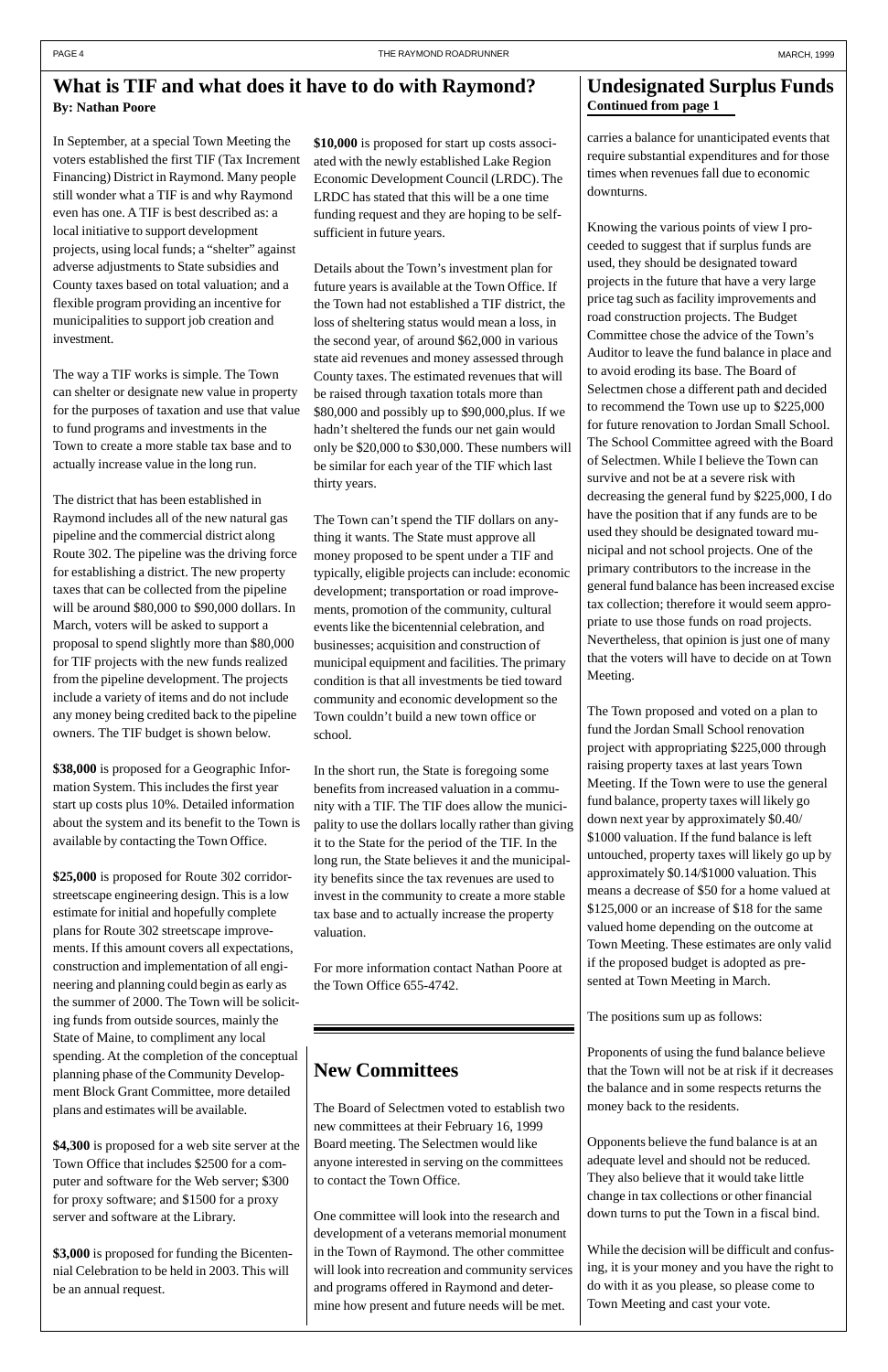## What is TIF and what does it have to do with Raymond?

**By: Nathan Poore**

In September, at a special Town Meeting the voters established the first TIF (Tax Increment Financing) District in Raymond. Many people still wonder what a TIF is and why Raymond even has one. A TIF is best described as: a local initiative to support development projects, using local funds; a "shelter" against adverse adjustments to State subsidies and County taxes based on total valuation; and a flexible program providing an incentive for municipalities to support job creation and investment.

The way a TIF works is simple. The Town can shelter or designate new value in property for the purposes of taxation and use that value to fund programs and investments in the Town to create a more stable tax base and to actually increase value in the long run.

The district that has been established in Raymond includes all of the new natural gas pipeline and the commercial district along Route 302. The pipeline was the driving force for establishing a district. The new property taxes that can be collected from the pipeline will be around $80,000 to $90,000 dollars. In March, voters will be asked to support a proposal to spend slightly more than $80,000 for TIF projects with the new funds realized from the pipeline development. The projects include a variety of items and do not include any money being credited back to the pipeline owners. The TIF budget is shown below.

**$38,000** is proposed for a Geographic Information System. This includes the first year start up costs plus 10%. Detailed information about the system and its benefit to the Town is available by contacting the Town Office.

**$25,000** is proposed for Route 302 corridor-streetscape engineering design. This is a low estimate for initial and hopefully complete plans for Route 302 streetscape improvements. If this amount covers all expectations, construction and implementation of all engineering and planning could begin as early as the summer of 2000. The Town will be soliciting funds from outside sources, mainly the State of Maine, to compliment any local spending. At the completion of the conceptual planning phase of the Community Development Block Grant Committee, more detailed plans and estimates will be available.

**$4,300** is proposed for a web site server at the Town Office that includes $2500 for a computer and software for the Web server; $300 for proxy software; and $1500 for a proxy server and software at the Library.

**$3,000** is proposed for funding the Bicentennial Celebration to be held in 2003. This will be an annual request.

**$10,000** is proposed for start up costs associated with the newly established Lake Region Economic Development Council (LRDC). The LRDC has stated that this will be a one time funding request and they are hoping to be self-sufficient in future years.

Details about the Town's investment plan for future years is available at the Town Office. If the Town had not established a TIF district, the loss of sheltering status would mean a loss, in the second year, of around $62,000 in various state aid revenues and money assessed through County taxes. The estimated revenues that will be raised through taxation totals more than $80,000 and possibly up to $90,000,plus. If we hadn't sheltered the funds our net gain would only be $20,000 to $30,000. These numbers will be similar for each year of the TIF which last thirty years.

The Town can't spend the TIF dollars on anything it wants. The State must approve all money proposed to be spent under a TIF and typically, eligible projects can include: economic development; transportation or road improvements, promotion of the community, cultural events like the bicentennial celebration, and businesses; acquisition and construction of municipal equipment and facilities. The primary condition is that all investments be tied toward community and economic development so the Town couldn't build a new town office or school.

In the short run, the State is foregoing some benefits from increased valuation in a community with a TIF. The TIF does allow the municipality to use the dollars locally rather than giving it to the State for the period of the TIF. In the long run, the State believes it and the municipality benefits since the tax revenues are used to invest in the community to create a more stable tax base and to actually increase the property valuation.

For more information contact Nathan Poore at the Town Office 655-4742.

## New Committees

The Board of Selectmen voted to establish two new committees at their February 16, 1999 Board meeting. The Selectmen would like anyone interested in serving on the committees to contact the Town Office.

One committee will look into the research and development of a veterans memorial monument in the Town of Raymond. The other committee will look into recreation and community services and programs offered in Raymond and determine how present and future needs will be met.

## Undesignated Surplus Funds

**Continued from page 1**

carries a balance for unanticipated events that require substantial expenditures and for those times when revenues fall due to economic downturns.

Knowing the various points of view I proceeded to suggest that if surplus funds are used, they should be designated toward projects in the future that have a very large price tag such as facility improvements and road construction projects. The Budget Committee chose the advice of the Town's Auditor to leave the fund balance in place and to avoid eroding its base. The Board of Selectmen chose a different path and decided to recommend the Town use up to $225,000 for future renovation to Jordan Small School. The School Committee agreed with the Board of Selectmen. While I believe the Town can survive and not be at a severe risk with decreasing the general fund by $225,000, I do have the position that if any funds are to be used they should be designated toward municipal and not school projects. One of the primary contributors to the increase in the general fund balance has been increased excise tax collection; therefore it would seem appropriate to use those funds on road projects. Nevertheless, that opinion is just one of many that the voters will have to decide on at Town Meeting.

The Town proposed and voted on a plan to fund the Jordan Small School renovation project with appropriating $225,000 through raising property taxes at last years Town Meeting. If the Town were to use the general fund balance, property taxes will likely go down next year by approximately $0.40/ $1000 valuation. If the fund balance is left untouched, property taxes will likely go up by approximately $0.14/$1000 valuation. This means a decrease of $50 for a home valued at $125,000 or an increase of $18 for the same valued home depending on the outcome at Town Meeting. These estimates are only valid if the proposed budget is adopted as presented at Town Meeting in March.

The positions sum up as follows:

Proponents of using the fund balance believe that the Town will not be at risk if it decreases the balance and in some respects returns the money back to the residents.

Opponents believe the fund balance is at an adequate level and should not be reduced. They also believe that it would take little change in tax collections or other financial down turns to put the Town in a fiscal bind.

While the decision will be difficult and confusing, it is your money and you have the right to do with it as you please, so please come to Town Meeting and cast your vote.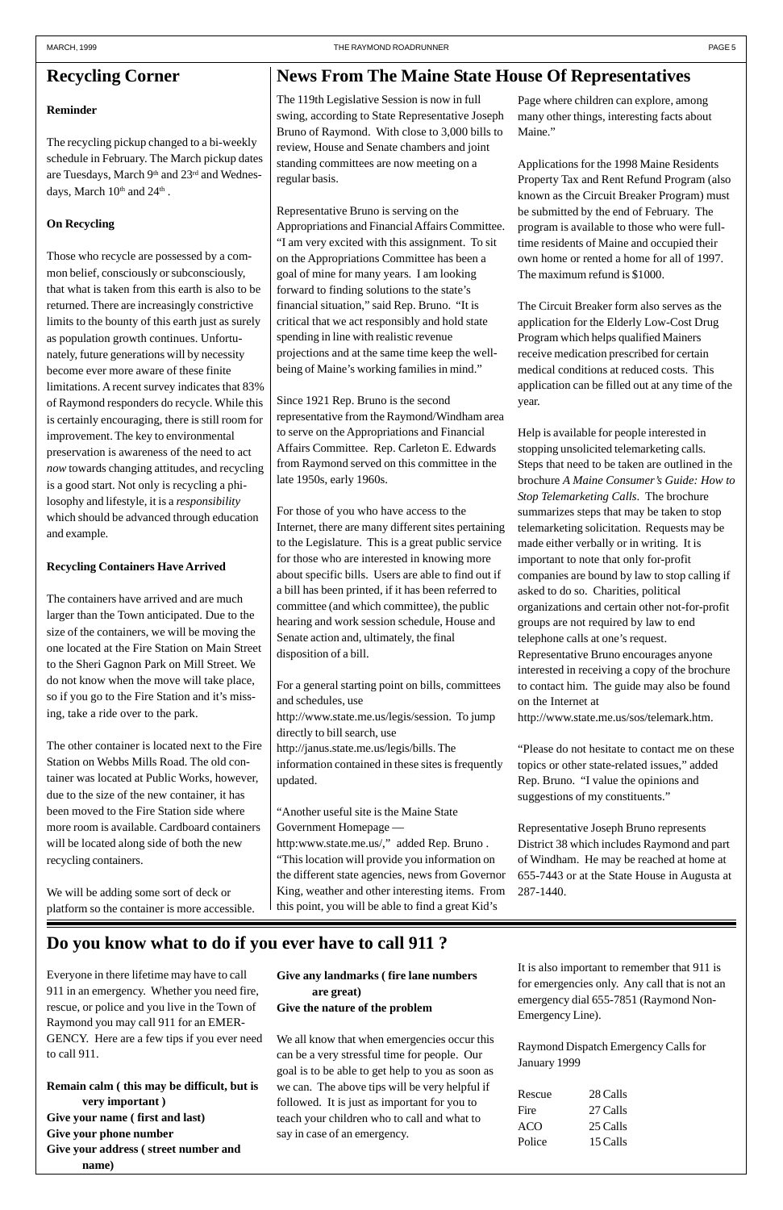## Recycling Corner

**Reminder**

The recycling pickup changed to a bi-weekly schedule in February. The March pickup dates are Tuesdays, March 9th and 23rd and Wednesdays, March 10th and 24th .

**On Recycling**

Those who recycle are possessed by a common belief, consciously or subconsciously, that what is taken from this earth is also to be returned. There are increasingly constrictive limits to the bounty of this earth just as surely as population growth continues. Unfortunately, future generations will by necessity become ever more aware of these finite limitations. A recent survey indicates that 83% of Raymond responders do recycle. While this is certainly encouraging, there is still room for improvement. The key to environmental preservation is awareness of the need to act *now* towards changing attitudes, and recycling is a good start. Not only is recycling a philosophy and lifestyle, it is a *responsibility* which should be advanced through education and example.

**Recycling Containers Have Arrived**

The containers have arrived and are much larger than the Town anticipated. Due to the size of the containers, we will be moving the one located at the Fire Station on Main Street to the Sheri Gagnon Park on Mill Street. We do not know when the move will take place, so if you go to the Fire Station and it's missing, take a ride over to the park.

The other container is located next to the Fire Station on Webbs Mills Road. The old container was located at Public Works, however, due to the size of the new container, it has been moved to the Fire Station side where more room is available. Cardboard containers will be located along side of both the new recycling containers.

We will be adding some sort of deck or platform so the container is more accessible.

## News From The Maine State House Of Representatives

The 119th Legislative Session is now in full swing, according to State Representative Joseph Bruno of Raymond. With close to 3,000 bills to review, House and Senate chambers and joint standing committees are now meeting on a regular basis.

Representative Bruno is serving on the Appropriations and Financial Affairs Committee. "I am very excited with this assignment. To sit on the Appropriations Committee has been a goal of mine for many years. I am looking forward to finding solutions to the state's financial situation," said Rep. Bruno. "It is critical that we act responsibly and hold state spending in line with realistic revenue projections and at the same time keep the well-being of Maine's working families in mind."

Since 1921 Rep. Bruno is the second representative from the Raymond/Windham area to serve on the Appropriations and Financial Affairs Committee. Rep. Carleton E. Edwards from Raymond served on this committee in the late 1950s, early 1960s.

For those of you who have access to the Internet, there are many different sites pertaining to the Legislature. This is a great public service for those who are interested in knowing more about specific bills. Users are able to find out if a bill has been printed, if it has been referred to committee (and which committee), the public hearing and work session schedule, House and Senate action and, ultimately, the final disposition of a bill.

For a general starting point on bills, committees and schedules, use http://www.state.me.us/legis/session. To jump directly to bill search, use http://janus.state.me.us/legis/bills. The information contained in these sites is frequently updated.

"Another useful site is the Maine State Government Homepage — http:www.state.me.us/," added Rep. Bruno . "This location will provide you information on the different state agencies, news from Governor King, weather and other interesting items. From this point, you will be able to find a great Kid's Page where children can explore, among many other things, interesting facts about Maine."

Applications for the 1998 Maine Residents Property Tax and Rent Refund Program (also known as the Circuit Breaker Program) must be submitted by the end of February. The program is available to those who were full-time residents of Maine and occupied their own home or rented a home for all of 1997. The maximum refund is $1000.

The Circuit Breaker form also serves as the application for the Elderly Low-Cost Drug Program which helps qualified Mainers receive medication prescribed for certain medical conditions at reduced costs. This application can be filled out at any time of the year.

Help is available for people interested in stopping unsolicited telemarketing calls. Steps that need to be taken are outlined in the brochure *A Maine Consumer's Guide: How to Stop Telemarketing Calls*. The brochure summarizes steps that may be taken to stop telemarketing solicitation. Requests may be made either verbally or in writing. It is important to note that only for-profit companies are bound by law to stop calling if asked to do so. Charities, political organizations and certain other not-for-profit groups are not required by law to end telephone calls at one's request. Representative Bruno encourages anyone interested in receiving a copy of the brochure to contact him. The guide may also be found on the Internet at http://www.state.me.us/sos/telemark.htm.

"Please do not hesitate to contact me on these topics or other state-related issues," added Rep. Bruno. "I value the opinions and suggestions of my constituents."

Representative Joseph Bruno represents District 38 which includes Raymond and part of Windham. He may be reached at home at 655-7443 or at the State House in Augusta at 287-1440.

## Do you know what to do if you ever have to call 911 ?

Everyone in there lifetime may have to call 911 in an emergency. Whether you need fire, rescue, or police and you live in the Town of Raymond you may call 911 for an EMERGENCY. Here are a few tips if you ever need to call 911.

**Remain calm ( this may be difficult, but is very important )**
**Give your name ( first and last)**
**Give your phone number**
**Give your address ( street number and name)**
**Give any landmarks ( fire lane numbers are great)**
**Give the nature of the problem**

We all know that when emergencies occur this can be a very stressful time for people. Our goal is to be able to get help to you as soon as we can. The above tips will be very helpful if followed. It is just as important for you to teach your children who to call and what to say in case of an emergency.

It is also important to remember that 911 is for emergencies only. Any call that is not an emergency dial 655-7851 (Raymond Non-Emergency Line).

Raymond Dispatch Emergency Calls for January 1999

| | |
|---|---|
| Rescue | 28 Calls |
| Fire | 27 Calls |
| ACO | 25 Calls |
| Police | 15 Calls |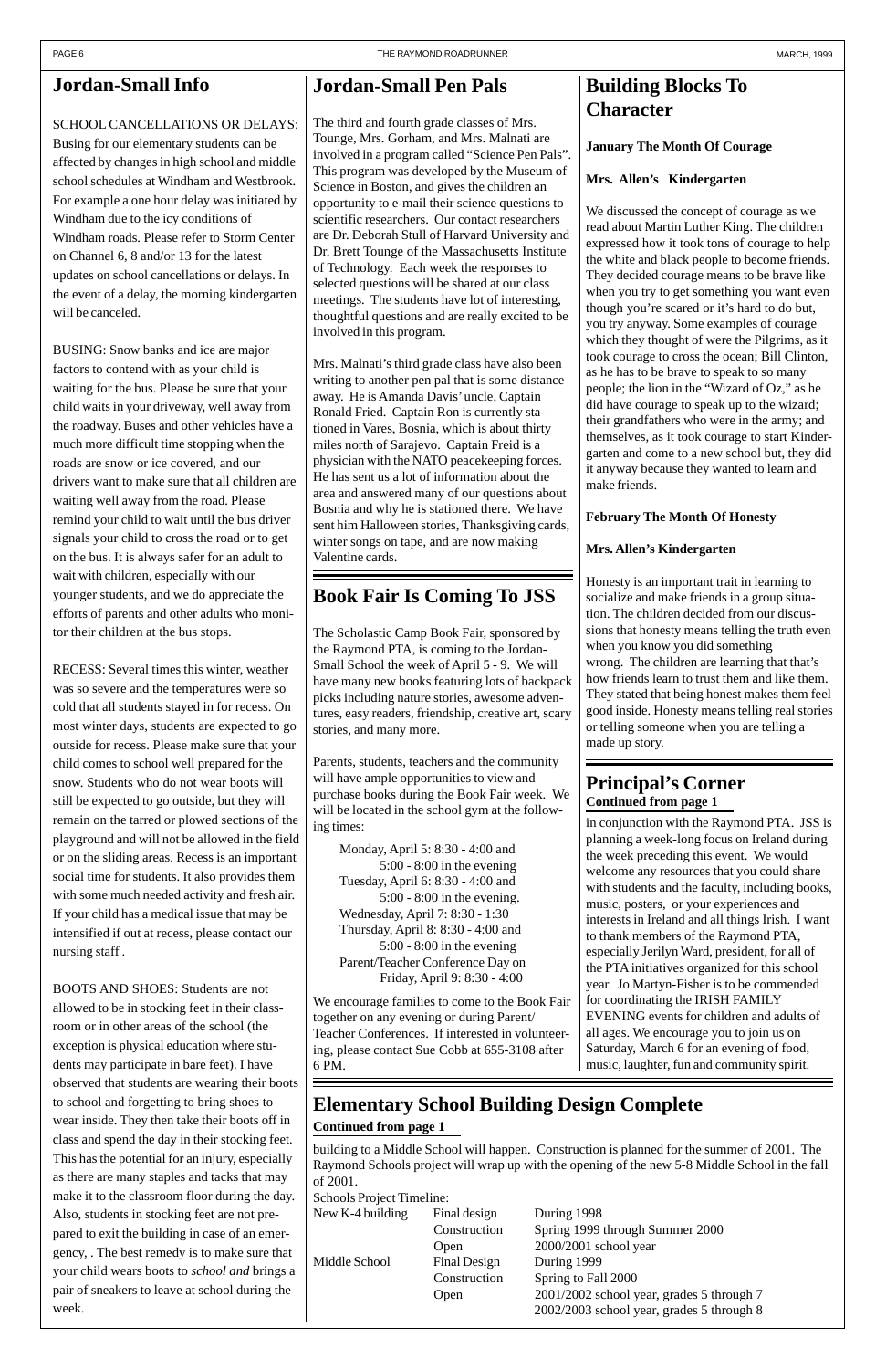## Jordan-Small Info

SCHOOL CANCELLATIONS OR DELAYS: Busing for our elementary students can be affected by changes in high school and middle school schedules at Windham and Westbrook. For example a one hour delay was initiated by Windham due to the icy conditions of Windham roads. Please refer to Storm Center on Channel 6, 8 and/or 13 for the latest updates on school cancellations or delays. In the event of a delay, the morning kindergarten will be canceled.

BUSING: Snow banks and ice are major factors to contend with as your child is waiting for the bus. Please be sure that your child waits in your driveway, well away from the roadway. Buses and other vehicles have a much more difficult time stopping when the roads are snow or ice covered, and our drivers want to make sure that all children are waiting well away from the road. Please remind your child to wait until the bus driver signals your child to cross the road or to get on the bus. It is always safer for an adult to wait with children, especially with our younger students, and we do appreciate the efforts of parents and other adults who monitor their children at the bus stops.

RECESS: Several times this winter, weather was so severe and the temperatures were so cold that all students stayed in for recess. On most winter days, students are expected to go outside for recess. Please make sure that your child comes to school well prepared for the snow. Students who do not wear boots will still be expected to go outside, but they will remain on the tarred or plowed sections of the playground and will not be allowed in the field or on the sliding areas. Recess is an important social time for students. It also provides them with some much needed activity and fresh air. If your child has a medical issue that may be intensified if out at recess, please contact our nursing staff .

BOOTS AND SHOES: Students are not allowed to be in stocking feet in their classroom or in other areas of the school (the exception is physical education where students may participate in bare feet). I have observed that students are wearing their boots to school and forgetting to bring shoes to wear inside. They then take their boots off in class and spend the day in their stocking feet. This has the potential for an injury, especially as there are many staples and tacks that may make it to the classroom floor during the day. Also, students in stocking feet are not prepared to exit the building in case of an emergency, . The best remedy is to make sure that your child wears boots to *school and* brings a pair of sneakers to leave at school during the week.

## Jordan-Small Pen Pals

The third and fourth grade classes of Mrs. Tounge, Mrs. Gorham, and Mrs. Malnati are involved in a program called "Science Pen Pals". This program was developed by the Museum of Science in Boston, and gives the children an opportunity to e-mail their science questions to scientific researchers. Our contact researchers are Dr. Deborah Stull of Harvard University and Dr. Brett Tounge of the Massachusetts Institute of Technology. Each week the responses to selected questions will be shared at our class meetings. The students have lot of interesting, thoughtful questions and are really excited to be involved in this program.

Mrs. Malnati's third grade class have also been writing to another pen pal that is some distance away. He is Amanda Davis' uncle, Captain Ronald Fried. Captain Ron is currently stationed in Vares, Bosnia, which is about thirty miles north of Sarajevo. Captain Freid is a physician with the NATO peacekeeping forces. He has sent us a lot of information about the area and answered many of our questions about Bosnia and why he is stationed there. We have sent him Halloween stories, Thanksgiving cards, winter songs on tape, and are now making Valentine cards.

## Book Fair Is Coming To JSS

The Scholastic Camp Book Fair, sponsored by the Raymond PTA, is coming to the Jordan-Small School the week of April 5 - 9. We will have many new books featuring lots of backpack picks including nature stories, awesome adventures, easy readers, friendship, creative art, scary stories, and many more.

Parents, students, teachers and the community will have ample opportunities to view and purchase books during the Book Fair week. We will be located in the school gym at the following times:

Monday, April 5: 8:30 - 4:00 and 5:00 - 8:00 in the evening
Tuesday, April 6: 8:30 - 4:00 and 5:00 - 8:00 in the evening.
Wednesday, April 7: 8:30 - 1:30
Thursday, April 8: 8:30 - 4:00 and 5:00 - 8:00 in the evening
Parent/Teacher Conference Day on Friday, April 9: 8:30 - 4:00

We encourage families to come to the Book Fair together on any evening or during Parent/Teacher Conferences. If interested in volunteering, please contact Sue Cobb at 655-3108 after 6 PM.

## Building Blocks To Character

**January The Month Of Courage**

**Mrs. Allen's Kindergarten**

We discussed the concept of courage as we read about Martin Luther King. The children expressed how it took tons of courage to help the white and black people to become friends. They decided courage means to be brave like when you try to get something you want even though you're scared or it's hard to do but, you try anyway. Some examples of courage which they thought of were the Pilgrims, as it took courage to cross the ocean; Bill Clinton, as he has to be brave to speak to so many people; the lion in the "Wizard of Oz," as he did have courage to speak up to the wizard; their grandfathers who were in the army; and themselves, as it took courage to start Kindergarten and come to a new school but, they did it anyway because they wanted to learn and make friends.

**February The Month Of Honesty**

**Mrs. Allen's Kindergarten**

Honesty is an important trait in learning to socialize and make friends in a group situation. The children decided from our discussions that honesty means telling the truth even when you know you did something wrong. The children are learning that that's how friends learn to trust them and like them. They stated that being honest makes them feel good inside. Honesty means telling real stories or telling someone when you are telling a made up story.

## Principal's Corner

**Continued from page 1**

in conjunction with the Raymond PTA. JSS is planning a week-long focus on Ireland during the week preceding this event. We would welcome any resources that you could share with students and the faculty, including books, music, posters, or your experiences and interests in Ireland and all things Irish. I want to thank members of the Raymond PTA, especially Jerilyn Ward, president, for all of the PTA initiatives organized for this school year. Jo Martyn-Fisher is to be commended for coordinating the IRISH FAMILY EVENING events for children and adults of all ages. We encourage you to join us on Saturday, March 6 for an evening of food, music, laughter, fun and community spirit.

## Elementary School Building Design Complete

**Continued from page 1**

building to a Middle School will happen. Construction is planned for the summer of 2001. The Raymond Schools project will wrap up with the opening of the new 5-8 Middle School in the fall of 2001.

Schools Project Timeline:

| | | |
|---|---|---|
| New K-4 building | Final design | During 1998 |
| | Construction | Spring 1999 through Summer 2000 |
| | Open | 2000/2001 school year |
| Middle School | Final Design | During 1999 |
| | Construction | Spring to Fall 2000 |
| | Open | 2001/2002 school year, grades 5 through 7<br>2002/2003 school year, grades 5 through 8 |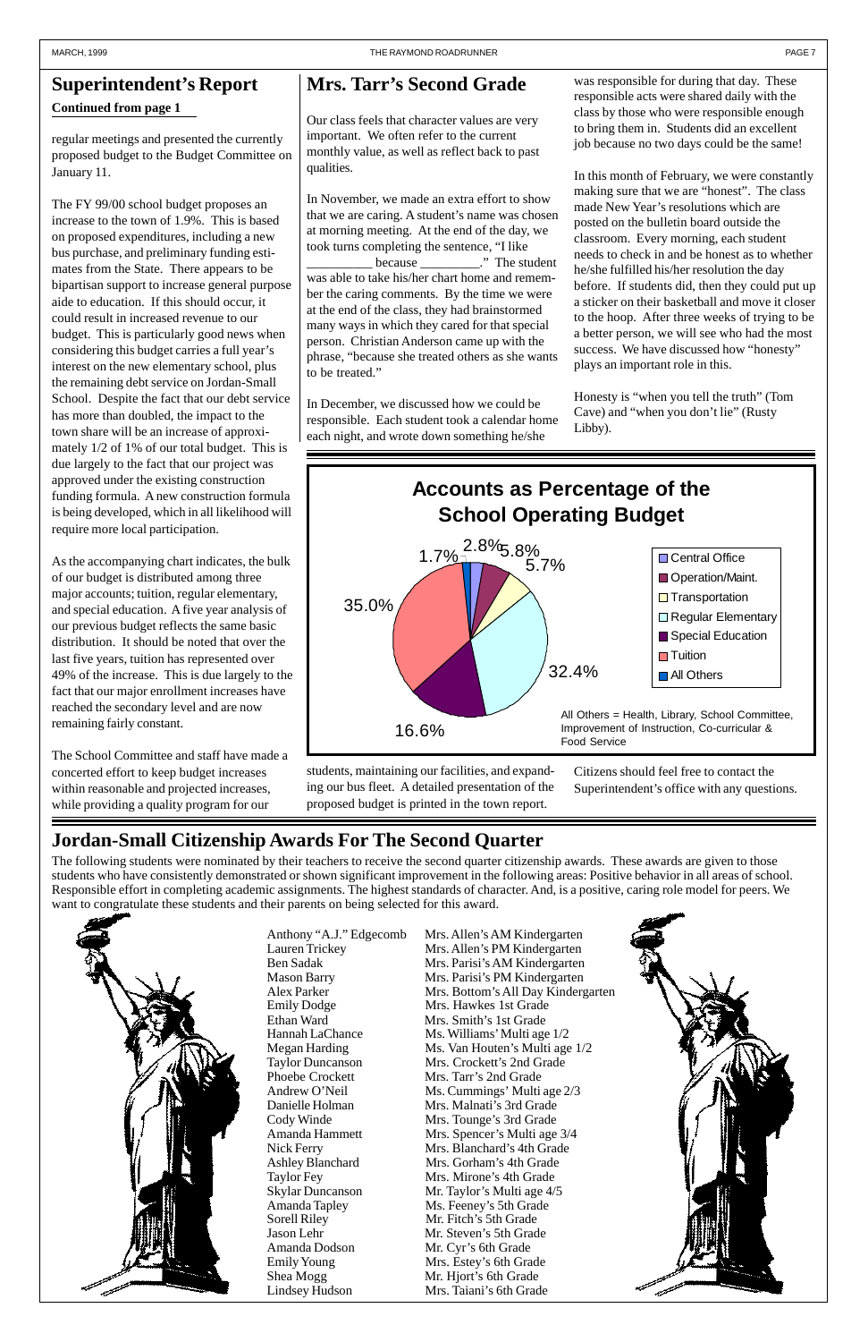## Superintendent's Report

**Continued from page 1**

regular meetings and presented the currently proposed budget to the Budget Committee on January 11.

The FY 99/00 school budget proposes an increase to the town of 1.9%. This is based on proposed expenditures, including a new bus purchase, and preliminary funding estimates from the State. There appears to be bipartisan support to increase general purpose aide to education. If this should occur, it could result in increased revenue to our budget. This is particularly good news when considering this budget carries a full year's interest on the new elementary school, plus the remaining debt service on Jordan-Small School. Despite the fact that our debt service has more than doubled, the impact to the town share will be an increase of approximately 1/2 of 1% of our total budget. This is due largely to the fact that our project was approved under the existing construction funding formula. A new construction formula is being developed, which in all likelihood will require more local participation.

As the accompanying chart indicates, the bulk of our budget is distributed among three major accounts; tuition, regular elementary, and special education. A five year analysis of our previous budget reflects the same basic distribution. It should be noted that over the last five years, tuition has represented over 49% of the increase. This is due largely to the fact that our major enrollment increases have reached the secondary level and are now remaining fairly constant.

The School Committee and staff have made a concerted effort to keep budget increases within reasonable and projected increases, while providing a quality program for our students, maintaining our facilities, and expanding our bus fleet. A detailed presentation of the proposed budget is printed in the town report.

Citizens should feel free to contact the Superintendent's office with any questions.

**Accounts as Percentage of the School Operating Budget**

| Account | Percentage |
|---|---|
| Central Office | 2.8% |
| Operation/Maint. | 5.8% |
| Transportation | 5.7% |
| Regular Elementary | 32.4% |
| Special Education | 16.6% |
| Tuition | 35.0% |
| All Others | 1.7% |

All Others = Health, Library, School Committee, Improvement of Instruction, Co-curricular & Food Service

## Mrs. Tarr's Second Grade

Our class feels that character values are very important. We often refer to the current monthly value, as well as reflect back to past qualities.

In November, we made an extra effort to show that we are caring. A student's name was chosen at morning meeting. At the end of the day, we took turns completing the sentence, "I like __________ because __________." The student was able to take his/her chart home and remember the caring comments. By the time we were at the end of the class, they had brainstormed many ways in which they cared for that special person. Christian Anderson came up with the phrase, "because she treated others as she wants to be treated."

In December, we discussed how we could be responsible. Each student took a calendar home each night, and wrote down something he/she was responsible for during that day. These responsible acts were shared daily with the class by those who were responsible enough to bring them in. Students did an excellent job because no two days could be the same!

In this month of February, we were constantly making sure that we are "honest". The class made New Year's resolutions which are posted on the bulletin board outside the classroom. Every morning, each student needs to check in and be honest as to whether he/she fulfilled his/her resolution the day before. If students did, then they could put up a sticker on their basketball and move it closer to the hoop. After three weeks of trying to be a better person, we will see who had the most success. We have discussed how "honesty" plays an important role in this.

Honesty is "when you tell the truth" (Tom Cave) and "when you don't lie" (Rusty Libby).

## Jordan-Small Citizenship Awards For The Second Quarter

The following students were nominated by their teachers to receive the second quarter citizenship awards. These awards are given to those students who have consistently demonstrated or shown significant improvement in the following areas: Positive behavior in all areas of school. Responsible effort in completing academic assignments. The highest standards of character. And, is a positive, caring role model for peers. We want to congratulate these students and their parents on being selected for this award.

| Student | Class |
|---|---|
| Anthony "A.J." Edgecomb | Mrs. Allen's AM Kindergarten |
| Lauren Trickey | Mrs. Allen's PM Kindergarten |
| Ben Sadak | Mrs. Parisi's AM Kindergarten |
| Mason Barry | Mrs. Parisi's PM Kindergarten |
| Alex Parker | Mrs. Bottom's All Day Kindergarten |
| Emily Dodge | Mrs. Hawkes 1st Grade |
| Ethan Ward | Mrs. Smith's 1st Grade |
| Hannah LaChance | Ms. Williams' Multi age 1/2 |
| Megan Harding | Ms. Van Houten's Multi age 1/2 |
| Taylor Duncanson | Mrs. Crockett's 2nd Grade |
| Phoebe Crockett | Mrs. Tarr's 2nd Grade |
| Andrew O'Neil | Ms. Cummings' Multi age 2/3 |
| Danielle Holman | Mrs. Malnati's 3rd Grade |
| Cody Winde | Mrs. Tounge's 3rd Grade |
| Amanda Hammett | Mrs. Spencer's Multi age 3/4 |
| Nick Ferry | Mrs. Blanchard's 4th Grade |
| Ashley Blanchard | Mrs. Gorham's 4th Grade |
| Taylor Fey | Mrs. Mirone's 4th Grade |
| Skylar Duncanson | Mr. Taylor's Multi age 4/5 |
| Amanda Tapley | Ms. Feeney's 5th Grade |
| Sorell Riley | Mr. Fitch's 5th Grade |
| Jason Lehr | Mr. Steven's 5th Grade |
| Amanda Dodson | Mr. Cyr's 6th Grade |
| Emily Young | Mrs. Estey's 6th Grade |
| Shea Mogg | Mr. Hjort's 6th Grade |
| Lindsey Hudson | Mrs. Taiani's 6th Grade |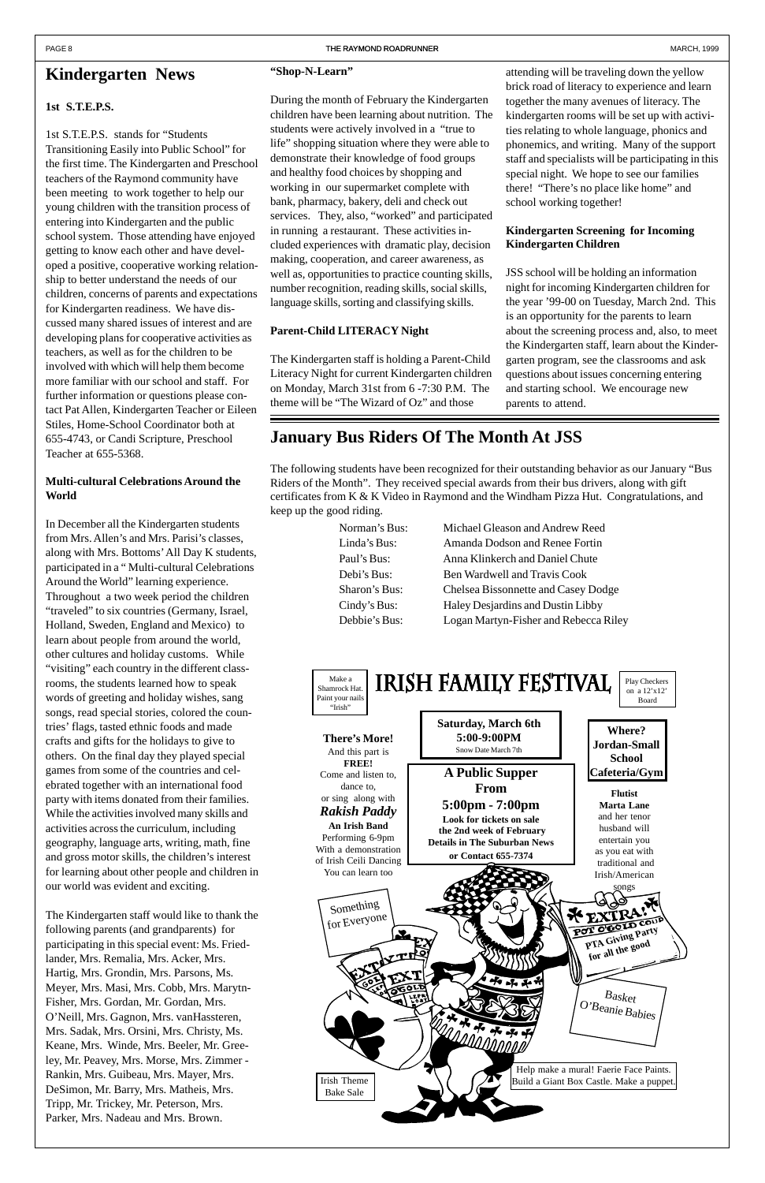# Kindergarten News

### 1st S.T.E.P.S.

1st S.T.E.P.S. stands for "Students Transitioning Easily into Public School" for the first time. The Kindergarten and Preschool teachers of the Raymond community have been meeting to work together to help our young children with the transition process of entering into Kindergarten and the public school system. Those attending have enjoyed getting to know each other and have developed a positive, cooperative working relationship to better understand the needs of our children, concerns of parents and expectations for Kindergarten readiness. We have discussed many shared issues of interest and are developing plans for cooperative activities as teachers, as well as for the children to be involved with which will help them become more familiar with our school and staff. For further information or questions please contact Pat Allen, Kindergarten Teacher or Eileen Stiles, Home-School Coordinator both at 655-4743, or Candi Scripture, Preschool Teacher at 655-5368.

### Multi-cultural Celebrations Around the World

In December all the Kindergarten students from Mrs. Allen's and Mrs. Parisi's classes, along with Mrs. Bottoms' All Day K students, participated in a " Multi-cultural Celebrations Around the World" learning experience. Throughout a two week period the children "traveled" to six countries (Germany, Israel, Holland, Sweden, England and Mexico) to learn about people from around the world, other cultures and holiday customs. While "visiting" each country in the different classrooms, the students learned how to speak words of greeting and holiday wishes, sang songs, read special stories, colored the countries' flags, tasted ethnic foods and made crafts and gifts for the holidays to give to others. On the final day they played special games from some of the countries and celebrated together with an international food party with items donated from their families. While the activities involved many skills and activities across the curriculum, including geography, language arts, writing, math, fine and gross motor skills, the children's interest for learning about other people and children in our world was evident and exciting.

The Kindergarten staff would like to thank the following parents (and grandparents) for participating in this special event: Ms. Friedlander, Mrs. Remalia, Mrs. Acker, Mrs. Hartig, Mrs. Grondin, Mrs. Parsons, Ms. Meyer, Mrs. Masi, Mrs. Cobb, Mrs. Marytn-Fisher, Mrs. Gordan, Mr. Gordan, Mrs. O'Neill, Mrs. Gagnon, Mrs. vanHassteren, Mrs. Sadak, Mrs. Orsini, Mrs. Christy, Ms. Keane, Mrs. Winde, Mrs. Beeler, Mr. Greeley, Mr. Peavey, Mrs. Morse, Mrs. Zimmer - Rankin, Mrs. Guibeau, Mrs. Mayer, Mrs. DeSimon, Mr. Barry, Mrs. Matheis, Mrs. Tripp, Mr. Trickey, Mr. Peterson, Mrs. Parker, Mrs. Nadeau and Mrs. Brown.

### "Shop-N-Learn"

During the month of February the Kindergarten children have been learning about nutrition. The students were actively involved in a "true to life" shopping situation where they were able to demonstrate their knowledge of food groups and healthy food choices by shopping and working in our supermarket complete with bank, pharmacy, bakery, deli and check out services. They, also, "worked" and participated in running a restaurant. These activities included experiences with dramatic play, decision making, cooperation, and career awareness, as well as, opportunities to practice counting skills, number recognition, reading skills, social skills, language skills, sorting and classifying skills.

### Parent-Child LITERACY Night

The Kindergarten staff is holding a Parent-Child Literacy Night for current Kindergarten children on Monday, March 31st from 6 -7:30 P.M. The theme will be "The Wizard of Oz" and those attending will be traveling down the yellow brick road of literacy to experience and learn together the many avenues of literacy. The kindergarten rooms will be set up with activities relating to whole language, phonics and phonemics, and writing. Many of the support staff and specialists will be participating in this special night. We hope to see our families there! "There's no place like home" and school working together!

### Kindergarten Screening for Incoming Kindergarten Children

JSS school will be holding an information night for incoming Kindergarten children for the year '99-00 on Tuesday, March 2nd. This is an opportunity for the parents to learn about the screening process and, also, to meet the Kindergarten staff, learn about the Kindergarten program, see the classrooms and ask questions about issues concerning entering and starting school. We encourage new parents to attend.

# January Bus Riders Of The Month At JSS

The following students have been recognized for their outstanding behavior as our January "Bus Riders of the Month". They received special awards from their bus drivers, along with gift certificates from K & K Video in Raymond and the Windham Pizza Hut. Congratulations, and keep up the good riding.

| | |
|---|---|
| Norman's Bus: | Michael Gleason and Andrew Reed |
| Linda's Bus: | Amanda Dodson and Renee Fortin |
| Paul's Bus: | Anna Klinkerch and Daniel Chute |
| Debi's Bus: | Ben Wardwell and Travis Cook |
| Sharon's Bus: | Chelsea Bissonnette and Casey Dodge |
| Cindy's Bus: | Haley Desjardins and Dustin Libby |
| Debbie's Bus: | Logan Martyn-Fisher and Rebecca Riley |

# IRISH FAMILY FESTIVAL

Make a Shamrock Hat. Paint your nails "Irish"

Play Checkers on a 12'x12' Board

**Saturday, March 6th**
**5:00-9:00PM**
Snow Date March 7th

**Where?**
**Jordan-Small School Cafeteria/Gym**

**There's More!**
And this part is **FREE!**
Come and listen to, dance to, or sing along with
***Rakish Paddy***
**An Irish Band**
Performing 6-9pm
With a demonstration of Irish Ceili Dancing
You can learn too

**A Public Supper From**
**5:00pm - 7:00pm**
**Look for tickets on sale the 2nd week of February Details in The Suburban News or Contact 655-7374**

**Flutist Marta Lane** and her tenor husband will entertain you as you eat with traditional and Irish/American songs

Something for Everyone

EXTRA! POT O'GOLD COUP PTA Giving Party for all the good

Basket O'Beanie Babies

Irish Theme Bake Sale

Help make a mural! Faerie Face Paints. Build a Giant Box Castle. Make a puppet.